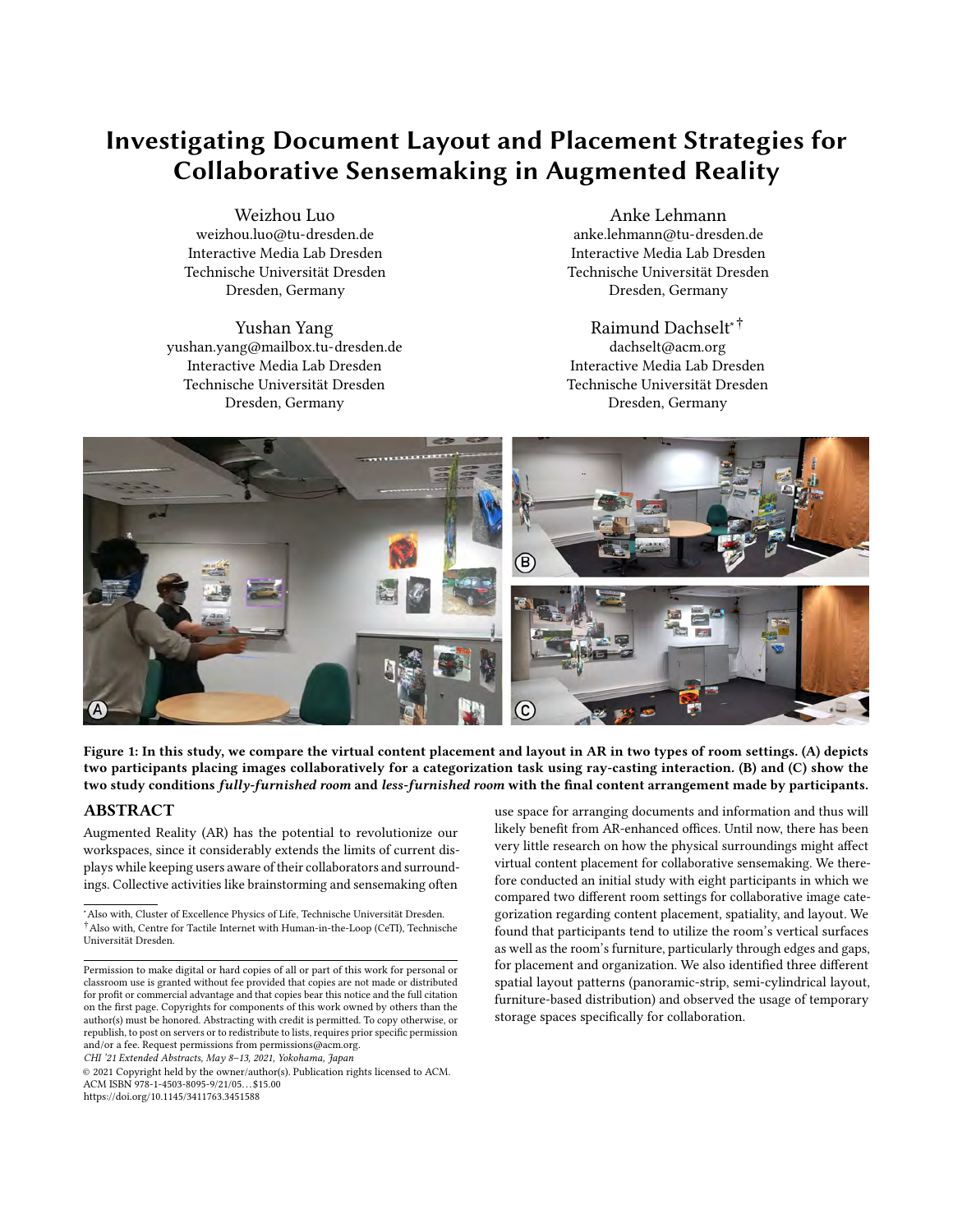# Investigating Document Layout and Placement Strategies for Collaborative Sensemaking in Augmented Reality

Weizhou Luo
weizhou.luo@tu-dresden.de
Interactive Media Lab Dresden
Technische Universität Dresden
Dresden, Germany

Anke Lehmann
anke.lehmann@tu-dresden.de
Interactive Media Lab Dresden
Technische Universität Dresden
Dresden, Germany

Yushan Yang
yushan.yang@mailbox.tu-dresden.de
Interactive Media Lab Dresden
Technische Universität Dresden
Dresden, Germany

Raimund Dachselt[*][†]
dachselt@acm.org
Interactive Media Lab Dresden
Technische Universität Dresden
Dresden, Germany

**Figure 1: In this study, we compare the virtual content placement and layout in AR in two types of room settings. (A) depicts two participants placing images collaboratively for a categorization task using ray-casting interaction. (B) and (C) show the two study conditions *fully-furnished room* and *less-furnished room* with the final content arrangement made by participants.**

## ABSTRACT

Augmented Reality (AR) has the potential to revolutionize our workspaces, since it considerably extends the limits of current displays while keeping users aware of their collaborators and surroundings. Collective activities like brainstorming and sensemaking often use space for arranging documents and information and thus will likely benefit from AR-enhanced offices. Until now, there has been very little research on how the physical surroundings might affect virtual content placement for collaborative sensemaking. We therefore conducted an initial study with eight participants in which we compared two different room settings for collaborative image categorization regarding content placement, spatiality, and layout. We found that participants tend to utilize the room's vertical surfaces as well as the room's furniture, particularly through edges and gaps, for placement and organization. We also identified three different spatial layout patterns (panoramic-strip, semi-cylindrical layout, furniture-based distribution) and observed the usage of temporary storage spaces specifically for collaboration.

---

[*] Also with, Cluster of Excellence Physics of Life, Technische Universität Dresden.
[†] Also with, Centre for Tactile Internet with Human-in-the-Loop (CeTI), Technische Universität Dresden.

Permission to make digital or hard copies of all or part of this work for personal or classroom use is granted without fee provided that copies are not made or distributed for profit or commercial advantage and that copies bear this notice and the full citation on the first page. Copyrights for components of this work owned by others than the author(s) must be honored. Abstracting with credit is permitted. To copy otherwise, or republish, to post on servers or to redistribute to lists, requires prior specific permission and/or a fee. Request permissions from permissions@acm.org.
*CHI '21 Extended Abstracts, May 8–13, 2021, Yokohama, Japan*
© 2021 Copyright held by the owner/author(s). Publication rights licensed to ACM.
ACM ISBN 978-1-4503-8095-9/21/05...$15.00
https://doi.org/10.1145/3411763.3451588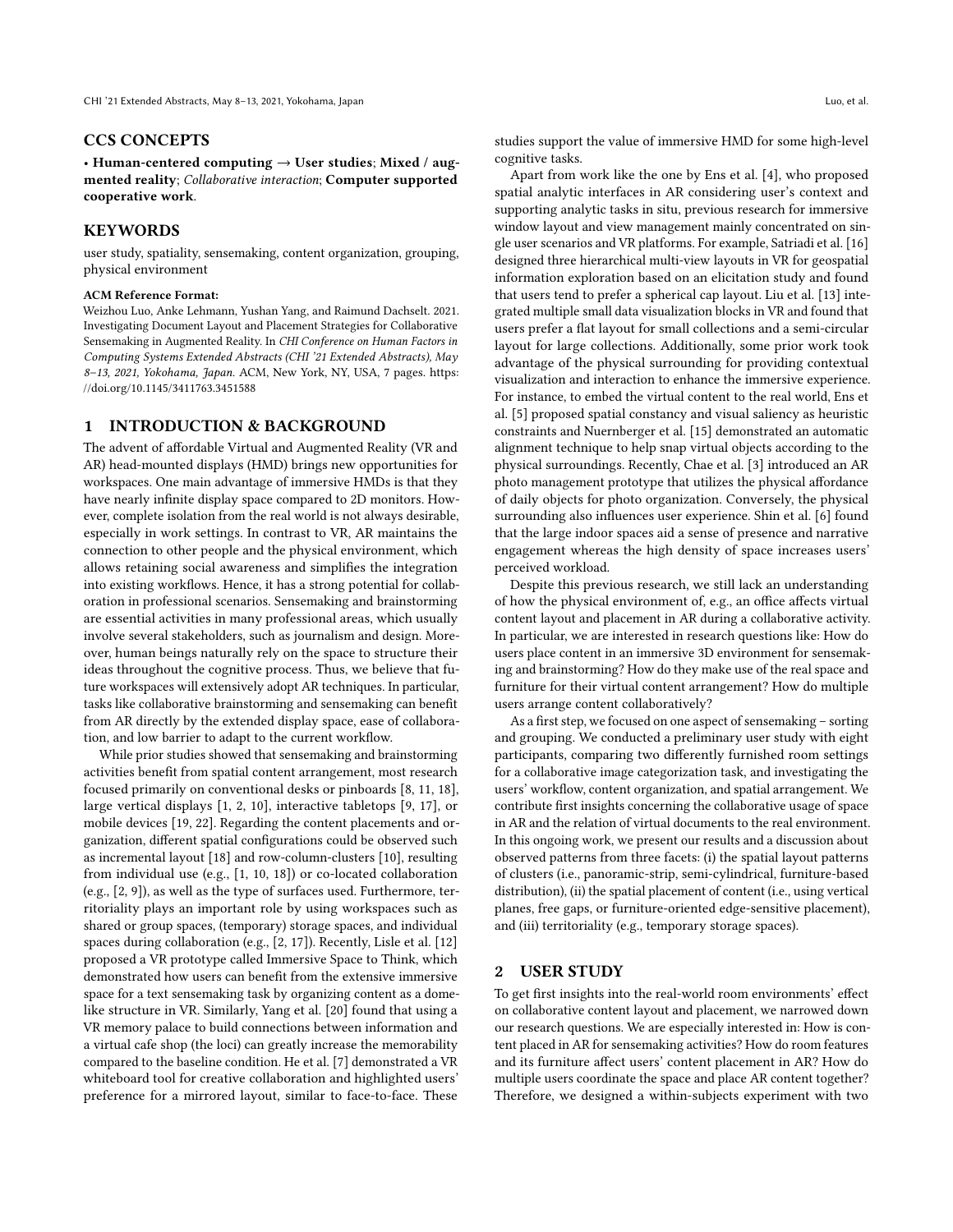## CCS CONCEPTS

• **Human-centered computing** → **User studies**; **Mixed / augmented reality**; *Collaborative interaction*; **Computer supported cooperative work**.

## KEYWORDS

user study, spatiality, sensemaking, content organization, grouping, physical environment

**ACM Reference Format:**

Weizhou Luo, Anke Lehmann, Yushan Yang, and Raimund Dachselt. 2021. Investigating Document Layout and Placement Strategies for Collaborative Sensemaking in Augmented Reality. In *CHI Conference on Human Factors in Computing Systems Extended Abstracts (CHI '21 Extended Abstracts), May 8–13, 2021, Yokohama, Japan.* ACM, New York, NY, USA, 7 pages. https://doi.org/10.1145/3411763.3451588

## 1 INTRODUCTION & BACKGROUND

The advent of affordable Virtual and Augmented Reality (VR and AR) head-mounted displays (HMD) brings new opportunities for workspaces. One main advantage of immersive HMDs is that they have nearly infinite display space compared to 2D monitors. However, complete isolation from the real world is not always desirable, especially in work settings. In contrast to VR, AR maintains the connection to other people and the physical environment, which allows retaining social awareness and simplifies the integration into existing workflows. Hence, it has a strong potential for collaboration in professional scenarios. Sensemaking and brainstorming are essential activities in many professional areas, which usually involve several stakeholders, such as journalism and design. Moreover, human beings naturally rely on the space to structure their ideas throughout the cognitive process. Thus, we believe that future workspaces will extensively adopt AR techniques. In particular, tasks like collaborative brainstorming and sensemaking can benefit from AR directly by the extended display space, ease of collaboration, and low barrier to adapt to the current workflow.

While prior studies showed that sensemaking and brainstorming activities benefit from spatial content arrangement, most research focused primarily on conventional desks or pinboards [8, 11, 18], large vertical displays [1, 2, 10], interactive tabletops [9, 17], or mobile devices [19, 22]. Regarding the content placements and organization, different spatial configurations could be observed such as incremental layout [18] and row-column-clusters [10], resulting from individual use (e.g., [1, 10, 18]) or co-located collaboration (e.g., [2, 9]), as well as the type of surfaces used. Furthermore, territoriality plays an important role by using workspaces such as shared or group spaces, (temporary) storage spaces, and individual spaces during collaboration (e.g., [2, 17]). Recently, Lisle et al. [12] proposed a VR prototype called Immersive Space to Think, which demonstrated how users can benefit from the extensive immersive space for a text sensemaking task by organizing content as a dome-like structure in VR. Similarly, Yang et al. [20] found that using a VR memory palace to build connections between information and a virtual cafe shop (the loci) can greatly increase the memorability compared to the baseline condition. He et al. [7] demonstrated a VR whiteboard tool for creative collaboration and highlighted users' preference for a mirrored layout, similar to face-to-face. These studies support the value of immersive HMD for some high-level cognitive tasks.

Apart from work like the one by Ens et al. [4], who proposed spatial analytic interfaces in AR considering user's context and supporting analytic tasks in situ, previous research for immersive window layout and view management mainly concentrated on single user scenarios and VR platforms. For example, Satriadi et al. [16] designed three hierarchical multi-view layouts in VR for geospatial information exploration based on an elicitation study and found that users tend to prefer a spherical cap layout. Liu et al. [13] integrated multiple small data visualization blocks in VR and found that users prefer a flat layout for small collections and a semi-circular layout for large collections. Additionally, some prior work took advantage of the physical surrounding for providing contextual visualization and interaction to enhance the immersive experience. For instance, to embed the virtual content to the real world, Ens et al. [5] proposed spatial constancy and visual saliency as heuristic constraints and Nuernberger et al. [15] demonstrated an automatic alignment technique to help snap virtual objects according to the physical surroundings. Recently, Chae et al. [3] introduced an AR photo management prototype that utilizes the physical affordance of daily objects for photo organization. Conversely, the physical surrounding also influences user experience. Shin et al. [6] found that the large indoor spaces aid a sense of presence and narrative engagement whereas the high density of space increases users' perceived workload.

Despite this previous research, we still lack an understanding of how the physical environment of, e.g., an office affects virtual content layout and placement in AR during a collaborative activity. In particular, we are interested in research questions like: How do users place content in an immersive 3D environment for sensemaking and brainstorming? How do they make use of the real space and furniture for their virtual content arrangement? How do multiple users arrange content collaboratively?

As a first step, we focused on one aspect of sensemaking – sorting and grouping. We conducted a preliminary user study with eight participants, comparing two differently furnished room settings for a collaborative image categorization task, and investigating the users' workflow, content organization, and spatial arrangement. We contribute first insights concerning the collaborative usage of space in AR and the relation of virtual documents to the real environment. In this ongoing work, we present our results and a discussion about observed patterns from three facets: (i) the spatial layout patterns of clusters (i.e., panoramic-strip, semi-cylindrical, furniture-based distribution), (ii) the spatial placement of content (i.e., using vertical planes, free gaps, or furniture-oriented edge-sensitive placement), and (iii) territoriality (e.g., temporary storage spaces).

## 2 USER STUDY

To get first insights into the real-world room environments' effect on collaborative content layout and placement, we narrowed down our research questions. We are especially interested in: How is content placed in AR for sensemaking activities? How do room features and its furniture affect users' content placement in AR? How do multiple users coordinate the space and place AR content together? Therefore, we designed a within-subjects experiment with two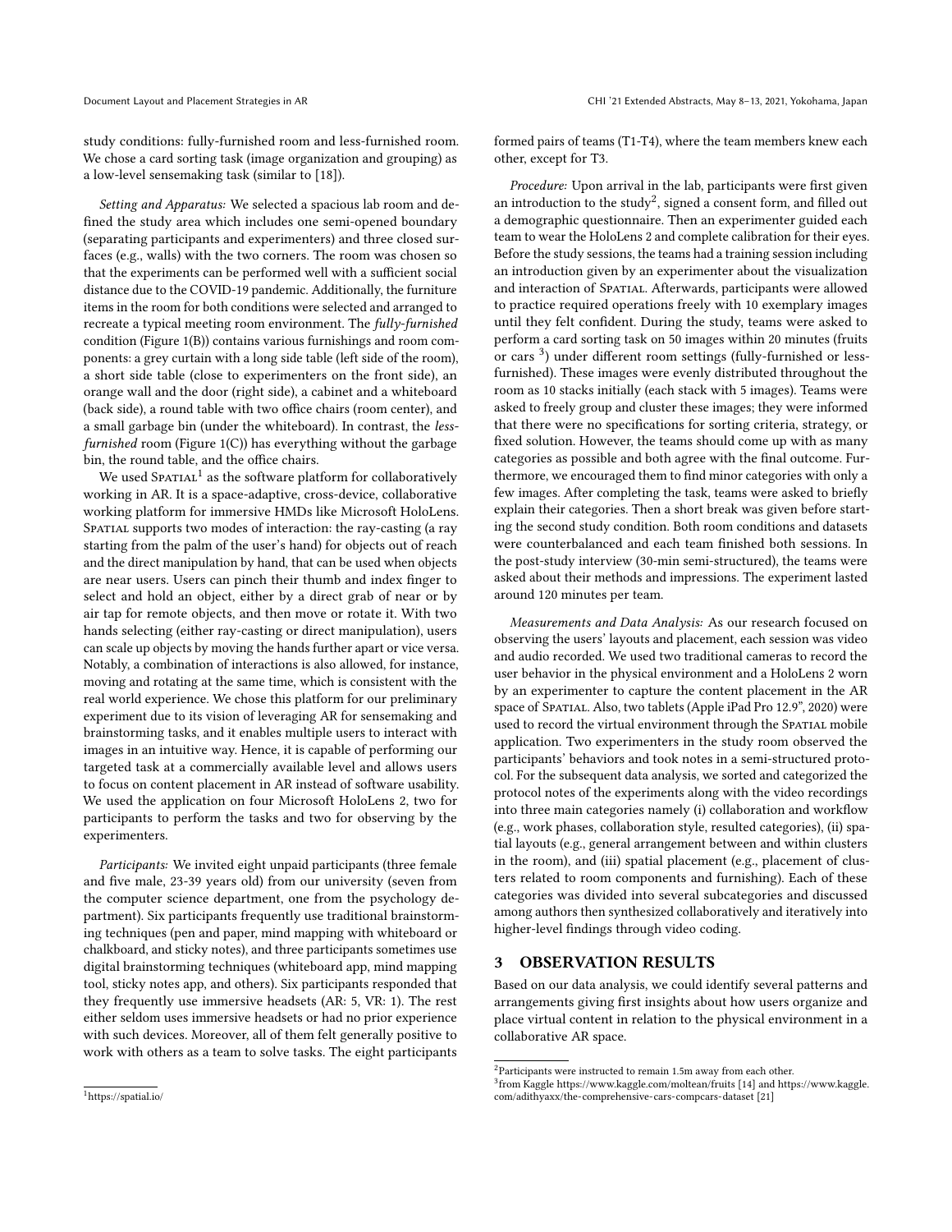study conditions: fully-furnished room and less-furnished room. We chose a card sorting task (image organization and grouping) as a low-level sensemaking task (similar to [18]).

*Setting and Apparatus:* We selected a spacious lab room and defined the study area which includes one semi-opened boundary (separating participants and experimenters) and three closed surfaces (e.g., walls) with the two corners. The room was chosen so that the experiments can be performed well with a sufficient social distance due to the COVID-19 pandemic. Additionally, the furniture items in the room for both conditions were selected and arranged to recreate a typical meeting room environment. The *fully-furnished* condition (Figure 1(B)) contains various furnishings and room components: a grey curtain with a long side table (left side of the room), a short side table (close to experimenters on the front side), an orange wall and the door (right side), a cabinet and a whiteboard (back side), a round table with two office chairs (room center), and a small garbage bin (under the whiteboard). In contrast, the *less-furnished* room (Figure 1(C)) has everything without the garbage bin, the round table, and the office chairs.

We used Spatial[1] as the software platform for collaboratively working in AR. It is a space-adaptive, cross-device, collaborative working platform for immersive HMDs like Microsoft HoloLens. Spatial supports two modes of interaction: the ray-casting (a ray starting from the palm of the user's hand) for objects out of reach and the direct manipulation by hand, that can be used when objects are near users. Users can pinch their thumb and index finger to select and hold an object, either by a direct grab of near or by air tap for remote objects, and then move or rotate it. With two hands selecting (either ray-casting or direct manipulation), users can scale up objects by moving the hands further apart or vice versa. Notably, a combination of interactions is also allowed, for instance, moving and rotating at the same time, which is consistent with the real world experience. We chose this platform for our preliminary experiment due to its vision of leveraging AR for sensemaking and brainstorming tasks, and it enables multiple users to interact with images in an intuitive way. Hence, it is capable of performing our targeted task at a commercially available level and allows users to focus on content placement in AR instead of software usability. We used the application on four Microsoft HoloLens 2, two for participants to perform the tasks and two for observing by the experimenters.

*Participants:* We invited eight unpaid participants (three female and five male, 23-39 years old) from our university (seven from the computer science department, one from the psychology department). Six participants frequently use traditional brainstorming techniques (pen and paper, mind mapping with whiteboard or chalkboard, and sticky notes), and three participants sometimes use digital brainstorming techniques (whiteboard app, mind mapping tool, sticky notes app, and others). Six participants responded that they frequently use immersive headsets (AR: 5, VR: 1). The rest either seldom uses immersive headsets or had no prior experience with such devices. Moreover, all of them felt generally positive to work with others as a team to solve tasks. The eight participants formed pairs of teams (T1-T4), where the team members knew each other, except for T3.

*Procedure:* Upon arrival in the lab, participants were first given an introduction to the study[2], signed a consent form, and filled out a demographic questionnaire. Then an experimenter guided each team to wear the HoloLens 2 and complete calibration for their eyes. Before the study sessions, the teams had a training session including an introduction given by an experimenter about the visualization and interaction of Spatial. Afterwards, participants were allowed to practice required operations freely with 10 exemplary images until they felt confident. During the study, teams were asked to perform a card sorting task on 50 images within 20 minutes (fruits or cars [3]) under different room settings (fully-furnished or less-furnished). These images were evenly distributed throughout the room as 10 stacks initially (each stack with 5 images). Teams were asked to freely group and cluster these images; they were informed that there were no specifications for sorting criteria, strategy, or fixed solution. However, the teams should come up with as many categories as possible and both agree with the final outcome. Furthermore, we encouraged them to find minor categories with only a few images. After completing the task, teams were asked to briefly explain their categories. Then a short break was given before starting the second study condition. Both room conditions and datasets were counterbalanced and each team finished both sessions. In the post-study interview (30-min semi-structured), the teams were asked about their methods and impressions. The experiment lasted around 120 minutes per team.

*Measurements and Data Analysis:* As our research focused on observing the users' layouts and placement, each session was video and audio recorded. We used two traditional cameras to record the user behavior in the physical environment and a HoloLens 2 worn by an experimenter to capture the content placement in the AR space of Spatial. Also, two tablets (Apple iPad Pro 12.9", 2020) were used to record the virtual environment through the Spatial mobile application. Two experimenters in the study room observed the participants' behaviors and took notes in a semi-structured protocol. For the subsequent data analysis, we sorted and categorized the protocol notes of the experiments along with the video recordings into three main categories namely (i) collaboration and workflow (e.g., work phases, collaboration style, resulted categories), (ii) spatial layouts (e.g., general arrangement between and within clusters in the room), and (iii) spatial placement (e.g., placement of clusters related to room components and furnishing). Each of these categories was divided into several subcategories and discussed among authors then synthesized collaboratively and iteratively into higher-level findings through video coding.

## 3 OBSERVATION RESULTS

Based on our data analysis, we could identify several patterns and arrangements giving first insights about how users organize and place virtual content in relation to the physical environment in a collaborative AR space.

---

[1] https://spatial.io/

[2] Participants were instructed to remain 1.5m away from each other.

[3] from Kaggle https://www.kaggle.com/moltean/fruits [14] and https://www.kaggle.com/adithyaxx/the-comprehensive-cars-compcars-dataset [21]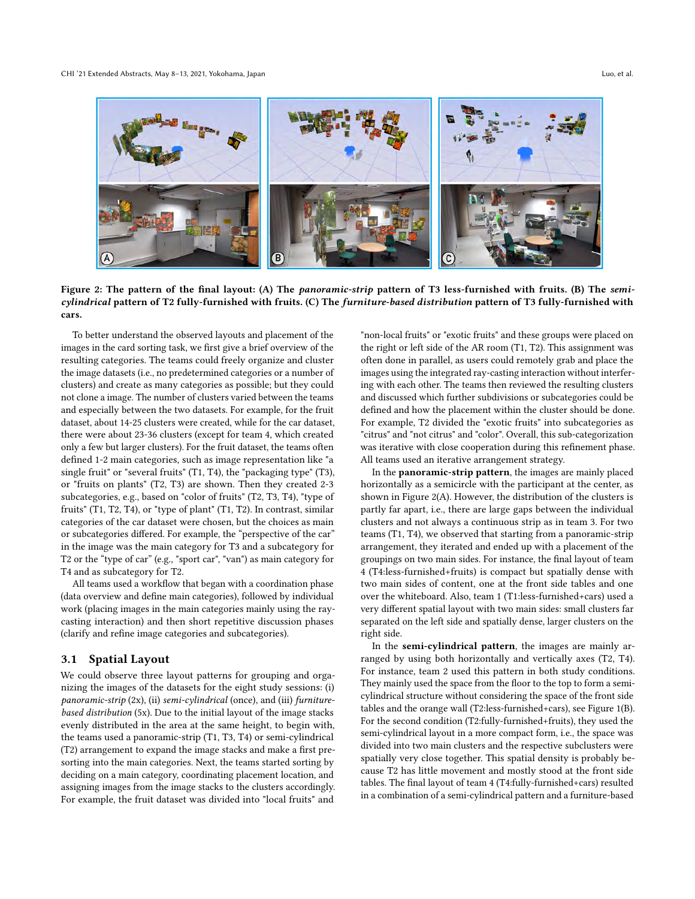**Figure 2: The pattern of the final layout: (A) The *panoramic-strip* pattern of T3 less-furnished with fruits. (B) The *semi-cylindrical* pattern of T2 fully-furnished with fruits. (C) The *furniture-based distribution* pattern of T3 fully-furnished with cars.**

To better understand the observed layouts and placement of the images in the card sorting task, we first give a brief overview of the resulting categories. The teams could freely organize and cluster the image datasets (i.e., no predetermined categories or a number of clusters) and create as many categories as possible; but they could not clone a image. The number of clusters varied between the teams and especially between the two datasets. For example, for the fruit dataset, about 14-25 clusters were created, while for the car dataset, there were about 23-36 clusters (except for team 4, which created only a few but larger clusters). For the fruit dataset, the teams often defined 1-2 main categories, such as image representation like "a single fruit" or "several fruits" (T1, T4), the "packaging type" (T3), or "fruits on plants" (T2, T3) are shown. Then they created 2-3 subcategories, e.g., based on "color of fruits" (T2, T3, T4), "type of fruits" (T1, T2, T4), or "type of plant" (T1, T2). In contrast, similar categories of the car dataset were chosen, but the choices as main or subcategories differed. For example, the "perspective of the car" in the image was the main category for T3 and a subcategory for T2 or the "type of car" (e.g., "sport car", "van") as main category for T4 and as subcategory for T2.

All teams used a workflow that began with a coordination phase (data overview and define main categories), followed by individual work (placing images in the main categories mainly using the ray-casting interaction) and then short repetitive discussion phases (clarify and refine image categories and subcategories).

## 3.1 Spatial Layout

We could observe three layout patterns for grouping and organizing the images of the datasets for the eight study sessions: (i) *panoramic-strip* (2x), (ii) *semi-cylindrical* (once), and (iii) *furniture-based distribution* (5x). Due to the initial layout of the image stacks evenly distributed in the area at the same height, to begin with, the teams used a panoramic-strip (T1, T3, T4) or semi-cylindrical (T2) arrangement to expand the image stacks and make a first pre-sorting into the main categories. Next, the teams started sorting by deciding on a main category, coordinating placement location, and assigning images from the image stacks to the clusters accordingly. For example, the fruit dataset was divided into "local fruits" and "non-local fruits" or "exotic fruits" and these groups were placed on the right or left side of the AR room (T1, T2). This assignment was often done in parallel, as users could remotely grab and place the images using the integrated ray-casting interaction without interfering with each other. The teams then reviewed the resulting clusters and discussed which further subdivisions or subcategories could be defined and how the placement within the cluster should be done. For example, T2 divided the "exotic fruits" into subcategories as "citrus" and "not citrus" and "color". Overall, this sub-categorization was iterative with close cooperation during this refinement phase. All teams used an iterative arrangement strategy.

In the **panoramic-strip pattern**, the images are mainly placed horizontally as a semicircle with the participant at the center, as shown in Figure 2(A). However, the distribution of the clusters is partly far apart, i.e., there are large gaps between the individual clusters and not always a continuous strip as in team 3. For two teams (T1, T4), we observed that starting from a panoramic-strip arrangement, they iterated and ended up with a placement of the groupings on two main sides. For instance, the final layout of team 4 (T4:less-furnished+fruits) is compact but spatially dense with two main sides of content, one at the front side tables and one over the whiteboard. Also, team 1 (T1:less-furnished+cars) used a very different spatial layout with two main sides: small clusters far separated on the left side and spatially dense, larger clusters on the right side.

In the **semi-cylindrical pattern**, the images are mainly arranged by using both horizontally and vertically axes (T2, T4). For instance, team 2 used this pattern in both study conditions. They mainly used the space from the floor to the top to form a semi-cylindrical structure without considering the space of the front side tables and the orange wall (T2:less-furnished+cars), see Figure 1(B). For the second condition (T2:fully-furnished+fruits), they used the semi-cylindrical layout in a more compact form, i.e., the space was divided into two main clusters and the respective subclusters were spatially very close together. This spatial density is probably because T2 has little movement and mostly stood at the front side tables. The final layout of team 4 (T4:fully-furnished+cars) resulted in a combination of a semi-cylindrical pattern and a furniture-based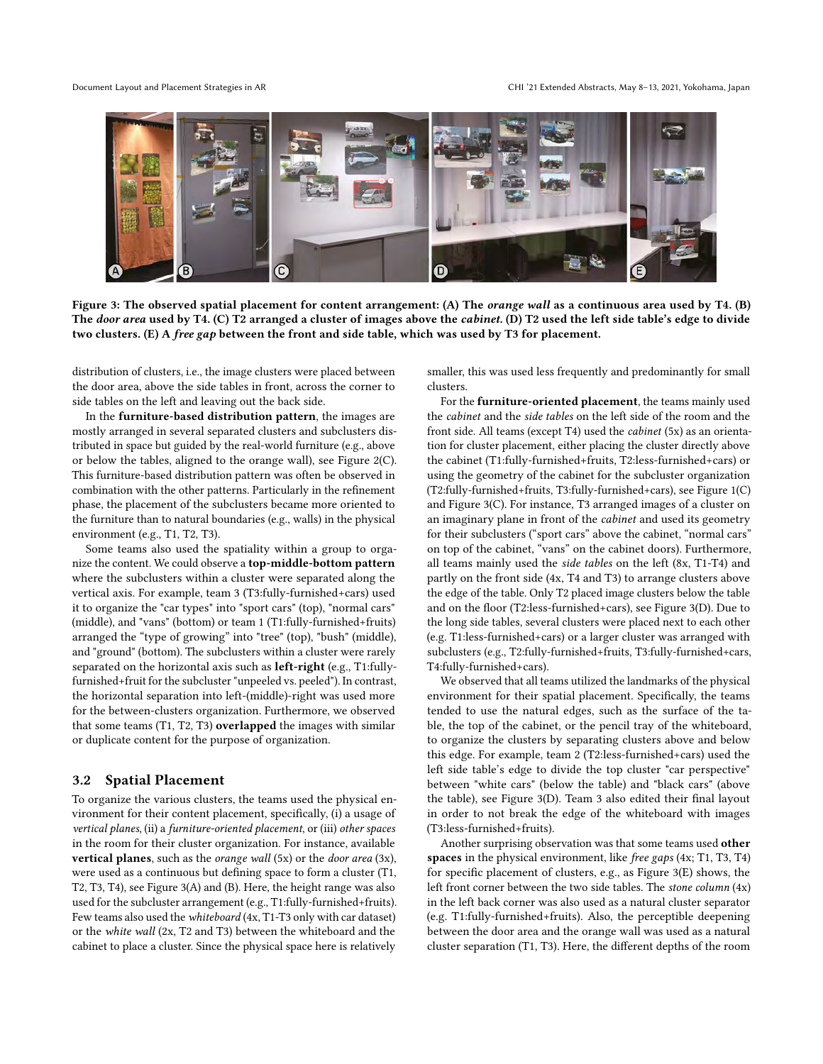**Figure 3: The observed spatial placement for content arrangement: (A) The *orange wall* as a continuous area used by T4. (B) The *door area* used by T4. (C) T2 arranged a cluster of images above the *cabinet*. (D) T2 used the left side table's edge to divide two clusters. (E) A *free gap* between the front and side table, which was used by T3 for placement.**

distribution of clusters, i.e., the image clusters were placed between the door area, above the side tables in front, across the corner to side tables on the left and leaving out the back side.

In the **furniture-based distribution pattern**, the images are mostly arranged in several separated clusters and subclusters distributed in space but guided by the real-world furniture (e.g., above or below the tables, aligned to the orange wall), see Figure 2(C). This furniture-based distribution pattern was often be observed in combination with the other patterns. Particularly in the refinement phase, the placement of the subclusters became more oriented to the furniture than to natural boundaries (e.g., walls) in the physical environment (e.g., T1, T2, T3).

Some teams also used the spatiality within a group to organize the content. We could observe a **top-middle-bottom pattern** where the subclusters within a cluster were separated along the vertical axis. For example, team 3 (T3:fully-furnished+cars) used it to organize the "car types" into "sport cars" (top), "normal cars" (middle), and "vans" (bottom) or team 1 (T1:fully-furnished+fruits) arranged the "type of growing" into "tree" (top), "bush" (middle), and "ground" (bottom). The subclusters within a cluster were rarely separated on the horizontal axis such as **left-right** (e.g., T1:fully-furnished+fruit for the subcluster "unpeeled vs. peeled"). In contrast, the horizontal separation into left-(middle)-right was used more for the between-clusters organization. Furthermore, we observed that some teams (T1, T2, T3) **overlapped** the images with similar or duplicate content for the purpose of organization.

## 3.2 Spatial Placement

To organize the various clusters, the teams used the physical environment for their content placement, specifically, (i) a usage of *vertical planes*, (ii) a *furniture-oriented placement*, or (iii) *other spaces* in the room for their cluster organization. For instance, available **vertical planes**, such as the *orange wall* (5x) or the *door area* (3x), were used as a continuous but defining space to form a cluster (T1, T2, T3, T4), see Figure 3(A) and (B). Here, the height range was also used for the subcluster arrangement (e.g., T1:fully-furnished+fruits). Few teams also used the *whiteboard* (4x, T1-T3 only with car dataset) or the *white wall* (2x, T2 and T3) between the whiteboard and the cabinet to place a cluster. Since the physical space here is relatively smaller, this was used less frequently and predominantly for small clusters.

For the **furniture-oriented placement**, the teams mainly used the *cabinet* and the *side tables* on the left side of the room and the front side. All teams (except T4) used the *cabinet* (5x) as an orientation for cluster placement, either placing the cluster directly above the cabinet (T1:fully-furnished+fruits, T2:less-furnished+cars) or using the geometry of the cabinet for the subcluster organization (T2:fully-furnished+fruits, T3:fully-furnished+cars), see Figure 1(C) and Figure 3(C). For instance, T3 arranged images of a cluster on an imaginary plane in front of the *cabinet* and used its geometry for their subclusters ("sport cars" above the cabinet, "normal cars" on top of the cabinet, "vans" on the cabinet doors). Furthermore, all teams mainly used the *side tables* on the left (8x, T1-T4) and partly on the front side (4x, T4 and T3) to arrange clusters above the edge of the table. Only T2 placed image clusters below the table and on the floor (T2:less-furnished+cars), see Figure 3(D). Due to the long side tables, several clusters were placed next to each other (e.g. T1:less-furnished+cars) or a larger cluster was arranged with subclusters (e.g., T2:fully-furnished+fruits, T3:fully-furnished+cars, T4:fully-furnished+cars).

We observed that all teams utilized the landmarks of the physical environment for their spatial placement. Specifically, the teams tended to use the natural edges, such as the surface of the table, the top of the cabinet, or the pencil tray of the whiteboard, to organize the clusters by separating clusters above and below this edge. For example, team 2 (T2:less-furnished+cars) used the left side table's edge to divide the top cluster "car perspective" between "white cars" (below the table) and "black cars" (above the table), see Figure 3(D). Team 3 also edited their final layout in order to not break the edge of the whiteboard with images (T3:less-furnished+fruits).

Another surprising observation was that some teams used **other spaces** in the physical environment, like *free gaps* (4x; T1, T3, T4) for specific placement of clusters, e.g., as Figure 3(E) shows, the left front corner between the two side tables. The *stone column* (4x) in the left back corner was also used as a natural cluster separator (e.g. T1:fully-furnished+fruits). Also, the perceptible deepening between the door area and the orange wall was used as a natural cluster separation (T1, T3). Here, the different depths of the room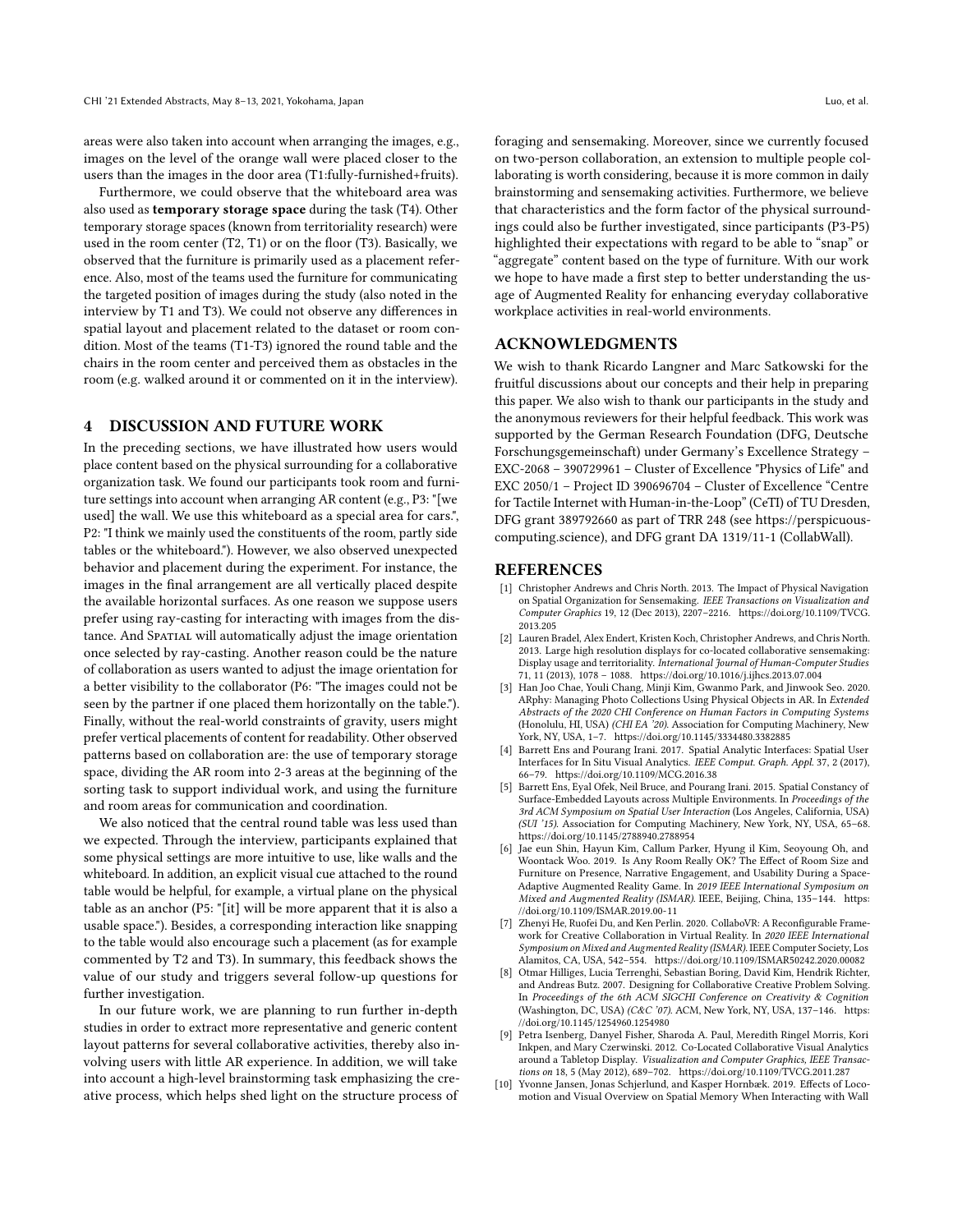areas were also taken into account when arranging the images, e.g., images on the level of the orange wall were placed closer to the users than the images in the door area (T1:fully-furnished+fruits).

Furthermore, we could observe that the whiteboard area was also used as **temporary storage space** during the task (T4). Other temporary storage spaces (known from territoriality research) were used in the room center (T2, T1) or on the floor (T3). Basically, we observed that the furniture is primarily used as a placement reference. Also, most of the teams used the furniture for communicating the targeted position of images during the study (also noted in the interview by T1 and T3). We could not observe any differences in spatial layout and placement related to the dataset or room condition. Most of the teams (T1-T3) ignored the round table and the chairs in the room center and perceived them as obstacles in the room (e.g. walked around it or commented on it in the interview).

## 4 DISCUSSION AND FUTURE WORK

In the preceding sections, we have illustrated how users would place content based on the physical surrounding for a collaborative organization task. We found our participants took room and furniture settings into account when arranging AR content (e.g., P3: "[we used] the wall. We use this whiteboard as a special area for cars.", P2: "I think we mainly used the constituents of the room, partly side tables or the whiteboard."). However, we also observed unexpected behavior and placement during the experiment. For instance, the images in the final arrangement are all vertically placed despite the available horizontal surfaces. As one reason we suppose users prefer using ray-casting for interacting with images from the distance. And Spatial will automatically adjust the image orientation once selected by ray-casting. Another reason could be the nature of collaboration as users wanted to adjust the image orientation for a better visibility to the collaborator (P6: "The images could not be seen by the partner if one placed them horizontally on the table."). Finally, without the real-world constraints of gravity, users might prefer vertical placements of content for readability. Other observed patterns based on collaboration are: the use of temporary storage space, dividing the AR room into 2-3 areas at the beginning of the sorting task to support individual work, and using the furniture and room areas for communication and coordination.

We also noticed that the central round table was less used than we expected. Through the interview, participants explained that some physical settings are more intuitive to use, like walls and the whiteboard. In addition, an explicit visual cue attached to the round table would be helpful, for example, a virtual plane on the physical table as an anchor (P5: "[it] will be more apparent that it is also a usable space."). Besides, a corresponding interaction like snapping to the table would also encourage such a placement (as for example commented by T2 and T3). In summary, this feedback shows the value of our study and triggers several follow-up questions for further investigation.

In our future work, we are planning to run further in-depth studies in order to extract more representative and generic content layout patterns for several collaborative activities, thereby also involving users with little AR experience. In addition, we will take into account a high-level brainstorming task emphasizing the creative process, which helps shed light on the structure process of foraging and sensemaking. Moreover, since we currently focused on two-person collaboration, an extension to multiple people collaborating is worth considering, because it is more common in daily brainstorming and sensemaking activities. Furthermore, we believe that characteristics and the form factor of the physical surroundings could also be further investigated, since participants (P3-P5) highlighted their expectations with regard to be able to "snap" or "aggregate" content based on the type of furniture. With our work we hope to have made a first step to better understanding the usage of Augmented Reality for enhancing everyday collaborative workplace activities in real-world environments.

## ACKNOWLEDGMENTS

We wish to thank Ricardo Langner and Marc Satkowski for the fruitful discussions about our concepts and their help in preparing this paper. We also wish to thank our participants in the study and the anonymous reviewers for their helpful feedback. This work was supported by the German Research Foundation (DFG, Deutsche Forschungsgemeinschaft) under Germany's Excellence Strategy – EXC-2068 – 390729961 – Cluster of Excellence "Physics of Life" and EXC 2050/1 – Project ID 390696704 – Cluster of Excellence "Centre for Tactile Internet with Human-in-the-Loop" (CeTI) of TU Dresden, DFG grant 389792660 as part of TRR 248 (see https://perspicuous-computing.science), and DFG grant DA 1319/11-1 (CollabWall).

## REFERENCES

[1] Christopher Andrews and Chris North. 2013. The Impact of Physical Navigation on Spatial Organization for Sensemaking. *IEEE Transactions on Visualization and Computer Graphics* 19, 12 (Dec 2013), 2207–2216. https://doi.org/10.1109/TVCG.2013.205

[2] Lauren Bradel, Alex Endert, Kristen Koch, Christopher Andrews, and Chris North. 2013. Large high resolution displays for co-located collaborative sensemaking: Display usage and territoriality. *International Journal of Human-Computer Studies* 71, 11 (2013), 1078 – 1088. https://doi.org/10.1016/j.ijhcs.2013.07.004

[3] Han Joo Chae, Youli Chang, Minji Kim, Gwanmo Park, and Jinwook Seo. 2020. ARphy: Managing Photo Collections Using Physical Objects in AR. In *Extended Abstracts of the 2020 CHI Conference on Human Factors in Computing Systems* (Honolulu, HI, USA) *(CHI EA '20)*. Association for Computing Machinery, New York, NY, USA, 1–7. https://doi.org/10.1145/3334480.3382885

[4] Barrett Ens and Pourang Irani. 2017. Spatial Analytic Interfaces: Spatial User Interfaces for In Situ Visual Analytics. *IEEE Comput. Graph. Appl.* 37, 2 (2017), 66–79. https://doi.org/10.1109/MCG.2016.38

[5] Barrett Ens, Eyal Ofek, Neil Bruce, and Pourang Irani. 2015. Spatial Constancy of Surface-Embedded Layouts across Multiple Environments. In *Proceedings of the 3rd ACM Symposium on Spatial User Interaction* (Los Angeles, California, USA) *(SUI '15)*. Association for Computing Machinery, New York, NY, USA, 65–68. https://doi.org/10.1145/2788940.2788954

[6] Jae eun Shin, Hayun Kim, Callum Parker, Hyung il Kim, Seoyoung Oh, and Woontack Woo. 2019. Is Any Room Really OK? The Effect of Room Size and Furniture on Presence, Narrative Engagement, and Usability During a Space-Adaptive Augmented Reality Game. In *2019 IEEE International Symposium on Mixed and Augmented Reality (ISMAR)*. IEEE, Beijing, China, 135–144. https://doi.org/10.1109/ISMAR.2019.00-11

[7] Zhenyi He, Ruofei Du, and Ken Perlin. 2020. CollaboVR: A Reconfigurable Framework for Creative Collaboration in Virtual Reality. In *2020 IEEE International Symposium on Mixed and Augmented Reality (ISMAR)*. IEEE Computer Society, Los Alamitos, CA, USA, 542–554. https://doi.org/10.1109/ISMAR50242.2020.00082

[8] Otmar Hilliges, Lucia Terrenghi, Sebastian Boring, David Kim, Hendrik Richter, and Andreas Butz. 2007. Designing for Collaborative Creative Problem Solving. In *Proceedings of the 6th ACM SIGCHI Conference on Creativity & Cognition* (Washington, DC, USA) *(C&C '07)*. ACM, New York, NY, USA, 137–146. https://doi.org/10.1145/1254960.1254980

[9] Petra Isenberg, Danyel Fisher, Sharoda A. Paul, Meredith Ringel Morris, Kori Inkpen, and Mary Czerwinski. 2012. Co-Located Collaborative Visual Analytics around a Tabletop Display. *Visualization and Computer Graphics, IEEE Transactions on* 18, 5 (May 2012), 689–702. https://doi.org/10.1109/TVCG.2011.287

[10] Yvonne Jansen, Jonas Schjerlund, and Kasper Hornbæk. 2019. Effects of Locomotion and Visual Overview on Spatial Memory When Interacting with Wall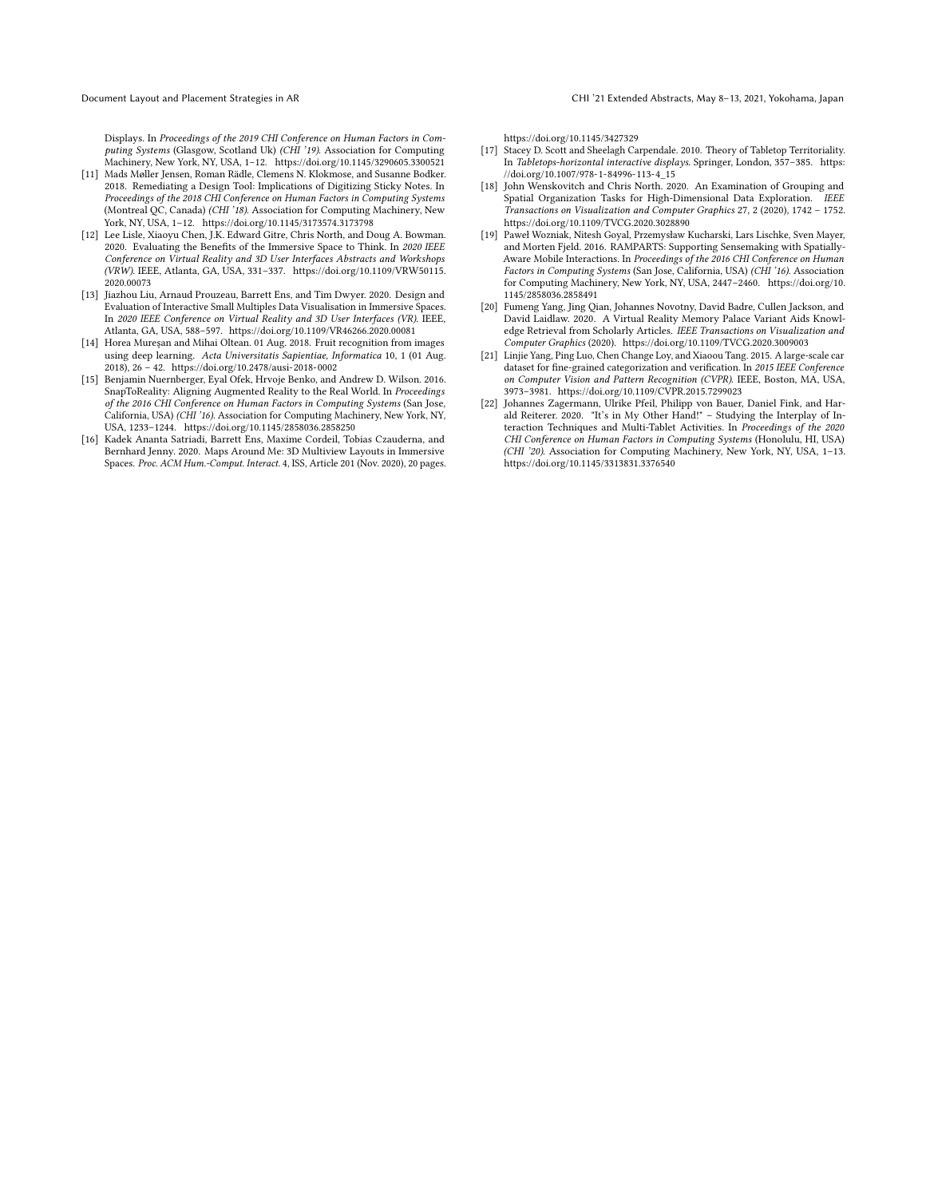Displays. In *Proceedings of the 2019 CHI Conference on Human Factors in Computing Systems* (Glasgow, Scotland Uk) *(CHI '19)*. Association for Computing Machinery, New York, NY, USA, 1–12. https://doi.org/10.1145/3290605.3300521

[11] Mads Møller Jensen, Roman Rädle, Clemens N. Klokmose, and Susanne Bodker. 2018. Remediating a Design Tool: Implications of Digitizing Sticky Notes. In *Proceedings of the 2018 CHI Conference on Human Factors in Computing Systems* (Montreal QC, Canada) *(CHI '18)*. Association for Computing Machinery, New York, NY, USA, 1–12. https://doi.org/10.1145/3173574.3173798

[12] Lee Lisle, Xiaoyu Chen, J.K. Edward Gitre, Chris North, and Doug A. Bowman. 2020. Evaluating the Benefits of the Immersive Space to Think. In *2020 IEEE Conference on Virtual Reality and 3D User Interfaces Abstracts and Workshops (VRW)*. IEEE, Atlanta, GA, USA, 331–337. https://doi.org/10.1109/VRW50115.2020.00073

[13] Jiazhou Liu, Arnaud Prouzeau, Barrett Ens, and Tim Dwyer. 2020. Design and Evaluation of Interactive Small Multiples Data Visualisation in Immersive Spaces. In *2020 IEEE Conference on Virtual Reality and 3D User Interfaces (VR)*. IEEE, Atlanta, GA, USA, 588–597. https://doi.org/10.1109/VR46266.2020.00081

[14] Horea Mureşan and Mihai Oltean. 01 Aug. 2018. Fruit recognition from images using deep learning. *Acta Universitatis Sapientiae, Informatica* 10, 1 (01 Aug. 2018), 26 – 42. https://doi.org/10.2478/ausi-2018-0002

[15] Benjamin Nuernberger, Eyal Ofek, Hrvoje Benko, and Andrew D. Wilson. 2016. SnapToReality: Aligning Augmented Reality to the Real World. In *Proceedings of the 2016 CHI Conference on Human Factors in Computing Systems* (San Jose, California, USA) *(CHI '16)*. Association for Computing Machinery, New York, NY, USA, 1233–1244. https://doi.org/10.1145/2858036.2858250

[16] Kadek Ananta Satriadi, Barrett Ens, Maxime Cordeil, Tobias Czauderna, and Bernhard Jenny. 2020. Maps Around Me: 3D Multiview Layouts in Immersive Spaces. *Proc. ACM Hum.-Comput. Interact.* 4, ISS, Article 201 (Nov. 2020), 20 pages. https://doi.org/10.1145/3427329

[17] Stacey D. Scott and Sheelagh Carpendale. 2010. Theory of Tabletop Territoriality. In *Tabletops-horizontal interactive displays*. Springer, London, 357–385. https://doi.org/10.1007/978-1-84996-113-4_15

[18] John Wenskovitch and Chris North. 2020. An Examination of Grouping and Spatial Organization Tasks for High-Dimensional Data Exploration. *IEEE Transactions on Visualization and Computer Graphics* 27, 2 (2020), 1742 – 1752. https://doi.org/10.1109/TVCG.2020.3028890

[19] Paweł Wozniak, Nitesh Goyal, Przemysław Kucharski, Lars Lischke, Sven Mayer, and Morten Fjeld. 2016. RAMPARTS: Supporting Sensemaking with Spatially-Aware Mobile Interactions. In *Proceedings of the 2016 CHI Conference on Human Factors in Computing Systems* (San Jose, California, USA) *(CHI '16)*. Association for Computing Machinery, New York, NY, USA, 2447–2460. https://doi.org/10.1145/2858036.2858491

[20] Fumeng Yang, Jing Qian, Johannes Novotny, David Badre, Cullen Jackson, and David Laidlaw. 2020. A Virtual Reality Memory Palace Variant Aids Knowledge Retrieval from Scholarly Articles. *IEEE Transactions on Visualization and Computer Graphics* (2020). https://doi.org/10.1109/TVCG.2020.3009003

[21] Linjie Yang, Ping Luo, Chen Change Loy, and Xiaoou Tang. 2015. A large-scale car dataset for fine-grained categorization and verification. In *2015 IEEE Conference on Computer Vision and Pattern Recognition (CVPR)*. IEEE, Boston, MA, USA, 3973–3981. https://doi.org/10.1109/CVPR.2015.7299023

[22] Johannes Zagermann, Ulrike Pfeil, Philipp von Bauer, Daniel Fink, and Harald Reiterer. 2020. "It's in My Other Hand!" – Studying the Interplay of Interaction Techniques and Multi-Tablet Activities. In *Proceedings of the 2020 CHI Conference on Human Factors in Computing Systems* (Honolulu, HI, USA) *(CHI '20)*. Association for Computing Machinery, New York, NY, USA, 1–13. https://doi.org/10.1145/3313831.3376540